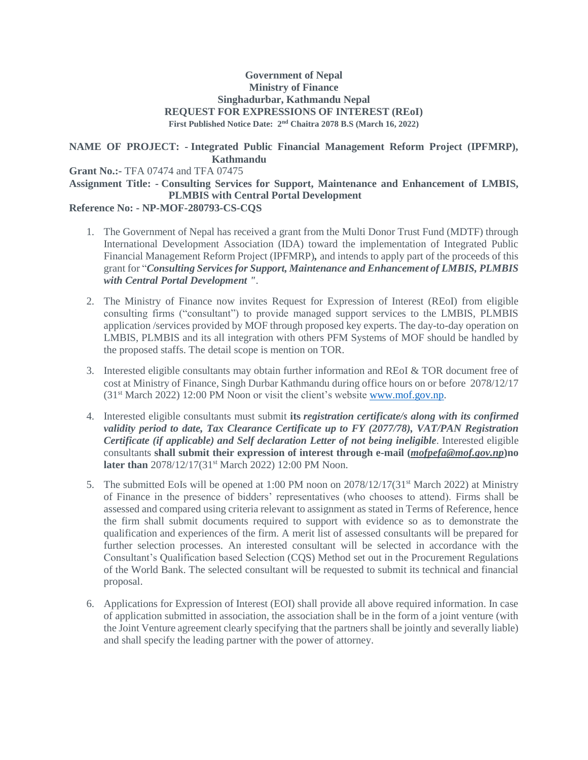**Government of Nepal**
**Ministry of Finance**
**Singhadurbar, Kathmandu Nepal**
**REQUEST FOR EXPRESSIONS OF INTEREST (REoI)**
**First Published Notice Date: 2nd Chaitra 2078 B.S (March 16, 2022)**

**NAME OF PROJECT: - Integrated Public Financial Management Reform Project (IPFMRP), Kathmandu**

**Grant No.:-** TFA 07474 and TFA 07475

**Assignment Title: - Consulting Services for Support, Maintenance and Enhancement of LMBIS, PLMBIS with Central Portal Development**

**Reference No: - NP-MOF-280793-CS-CQS**

1. The Government of Nepal has received a grant from the Multi Donor Trust Fund (MDTF) through International Development Association (IDA) toward the implementation of Integrated Public Financial Management Reform Project (IPFMRP)**,** and intends to apply part of the proceeds of this grant for "***Consulting Services for Support, Maintenance and Enhancement of LMBIS, PLMBIS with Central Portal Development "***.

2. The Ministry of Finance now invites Request for Expression of Interest (REoI) from eligible consulting firms ("consultant") to provide managed support services to the LMBIS, PLMBIS application /services provided by MOF through proposed key experts. The day-to-day operation on LMBIS, PLMBIS and its all integration with others PFM Systems of MOF should be handled by the proposed staffs. The detail scope is mention on TOR.

3. Interested eligible consultants may obtain further information and REoI & TOR document free of cost at Ministry of Finance, Singh Durbar Kathmandu during office hours on or before 2078/12/17 (31st March 2022) 12:00 PM Noon or visit the client's website www.mof.gov.np.

4. Interested eligible consultants must submit **its *registration certificate/s along with its confirmed validity period to date, Tax Clearance Certificate up to FY (2077/78), VAT/PAN Registration Certificate (if applicable) and Self declaration Letter of not being ineligible***. Interested eligible consultants **shall submit their expression of interest through e-mail (*mofpefa@mof.gov.np*)no later than** 2078/12/17(31st March 2022) 12:00 PM Noon.

5. The submitted EoIs will be opened at 1:00 PM noon on 2078/12/17(31st March 2022) at Ministry of Finance in the presence of bidders' representatives (who chooses to attend). Firms shall be assessed and compared using criteria relevant to assignment as stated in Terms of Reference, hence the firm shall submit documents required to support with evidence so as to demonstrate the qualification and experiences of the firm. A merit list of assessed consultants will be prepared for further selection processes. An interested consultant will be selected in accordance with the Consultant's Qualification based Selection (CQS) Method set out in the Procurement Regulations of the World Bank. The selected consultant will be requested to submit its technical and financial proposal.

6. Applications for Expression of Interest (EOI) shall provide all above required information. In case of application submitted in association, the association shall be in the form of a joint venture (with the Joint Venture agreement clearly specifying that the partners shall be jointly and severally liable) and shall specify the leading partner with the power of attorney.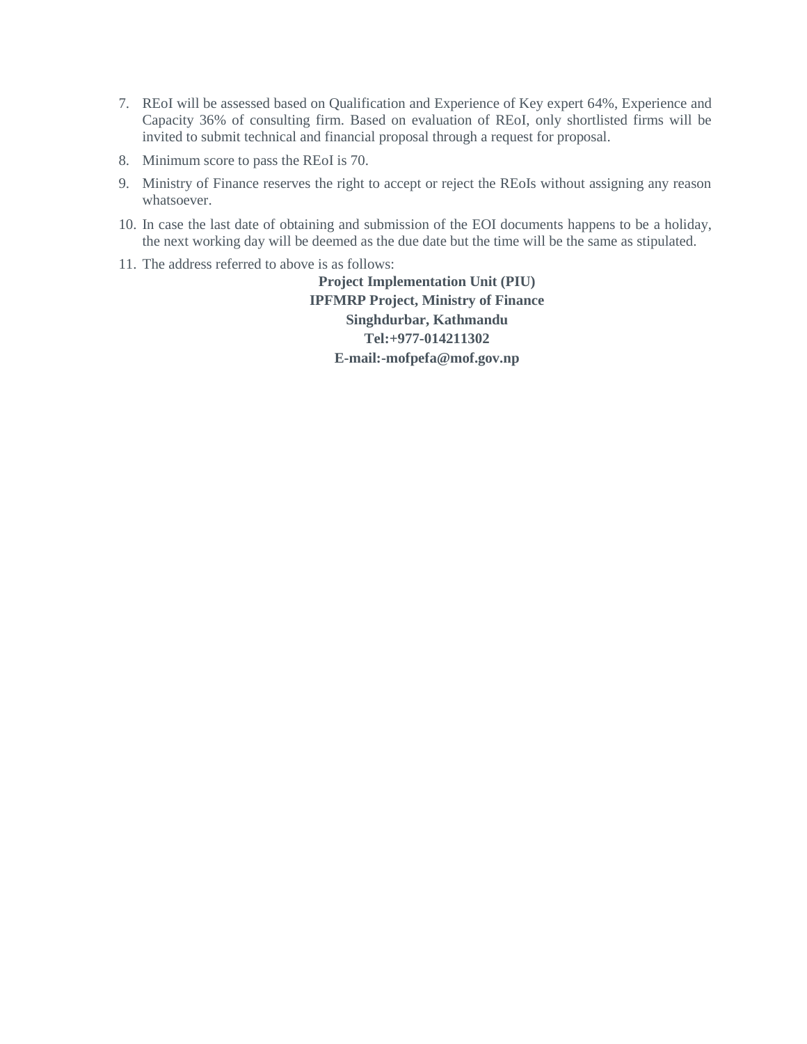7. REoI will be assessed based on Qualification and Experience of Key expert 64%, Experience and Capacity 36% of consulting firm. Based on evaluation of REoI, only shortlisted firms will be invited to submit technical and financial proposal through a request for proposal.
8. Minimum score to pass the REoI is 70.
9. Ministry of Finance reserves the right to accept or reject the REoIs without assigning any reason whatsoever.
10. In case the last date of obtaining and submission of the EOI documents happens to be a holiday, the next working day will be deemed as the due date but the time will be the same as stipulated.
11. The address referred to above is as follows:

**Project Implementation Unit (PIU)**
**IPFMRP Project, Ministry of Finance**
**Singhdurbar, Kathmandu**
**Tel:+977-014211302**
**E-mail:-mofpefa@mof.gov.np**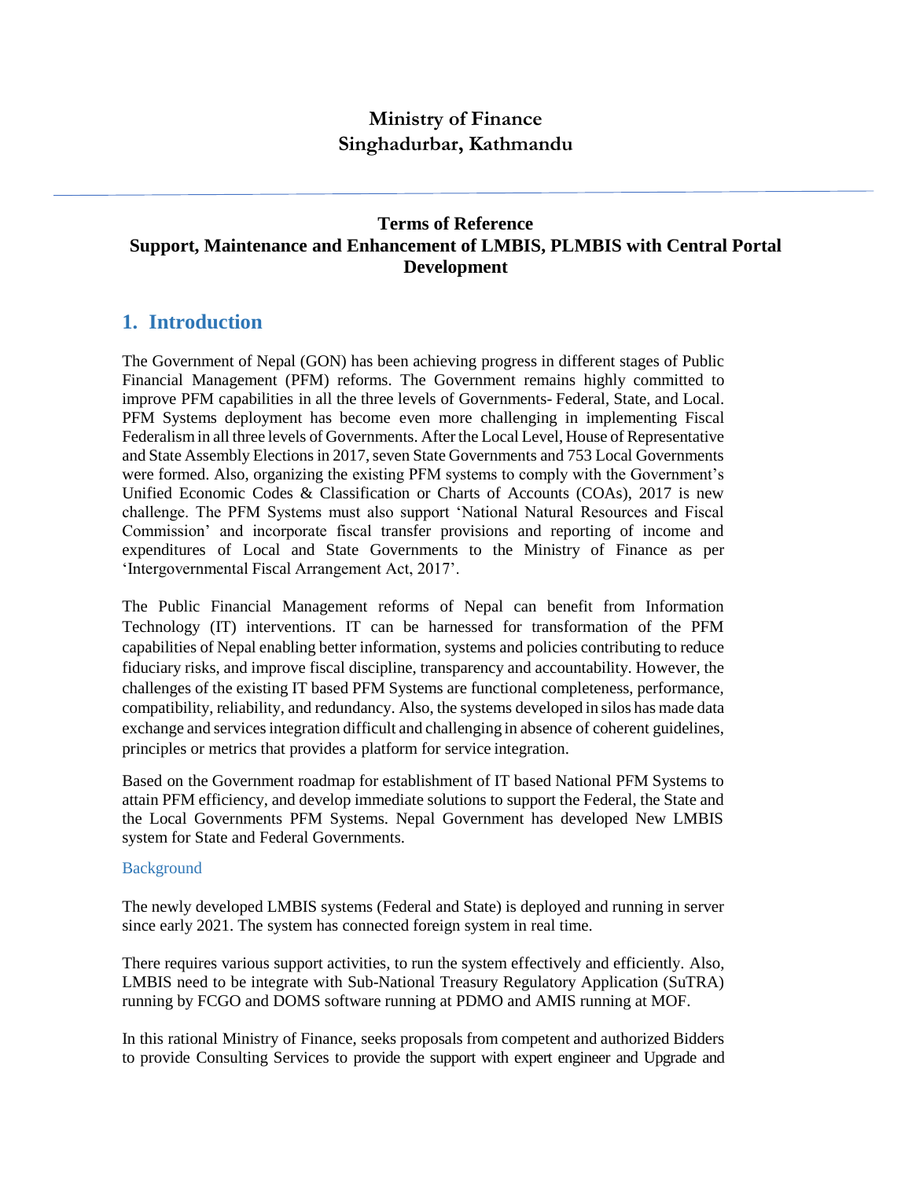# Ministry of Finance
# Singhadurbar, Kathmandu

---

## Terms of Reference
## Support, Maintenance and Enhancement of LMBIS, PLMBIS with Central Portal Development

## 1. Introduction

The Government of Nepal (GON) has been achieving progress in different stages of Public Financial Management (PFM) reforms. The Government remains highly committed to improve PFM capabilities in all the three levels of Governments- Federal, State, and Local. PFM Systems deployment has become even more challenging in implementing Fiscal Federalism in all three levels of Governments. After the Local Level, House of Representative and State Assembly Elections in 2017, seven State Governments and 753 Local Governments were formed. Also, organizing the existing PFM systems to comply with the Government's Unified Economic Codes & Classification or Charts of Accounts (COAs), 2017 is new challenge. The PFM Systems must also support 'National Natural Resources and Fiscal Commission' and incorporate fiscal transfer provisions and reporting of income and expenditures of Local and State Governments to the Ministry of Finance as per 'Intergovernmental Fiscal Arrangement Act, 2017'.

The Public Financial Management reforms of Nepal can benefit from Information Technology (IT) interventions. IT can be harnessed for transformation of the PFM capabilities of Nepal enabling better information, systems and policies contributing to reduce fiduciary risks, and improve fiscal discipline, transparency and accountability. However, the challenges of the existing IT based PFM Systems are functional completeness, performance, compatibility, reliability, and redundancy. Also, the systems developed in silos has made data exchange and services integration difficult and challenging in absence of coherent guidelines, principles or metrics that provides a platform for service integration.

Based on the Government roadmap for establishment of IT based National PFM Systems to attain PFM efficiency, and develop immediate solutions to support the Federal, the State and the Local Governments PFM Systems. Nepal Government has developed New LMBIS system for State and Federal Governments.

### Background

The newly developed LMBIS systems (Federal and State) is deployed and running in server since early 2021. The system has connected foreign system in real time.

There requires various support activities, to run the system effectively and efficiently. Also, LMBIS need to be integrate with Sub-National Treasury Regulatory Application (SuTRA) running by FCGO and DOMS software running at PDMO and AMIS running at MOF.

In this rational Ministry of Finance, seeks proposals from competent and authorized Bidders to provide Consulting Services to provide the support with expert engineer and Upgrade and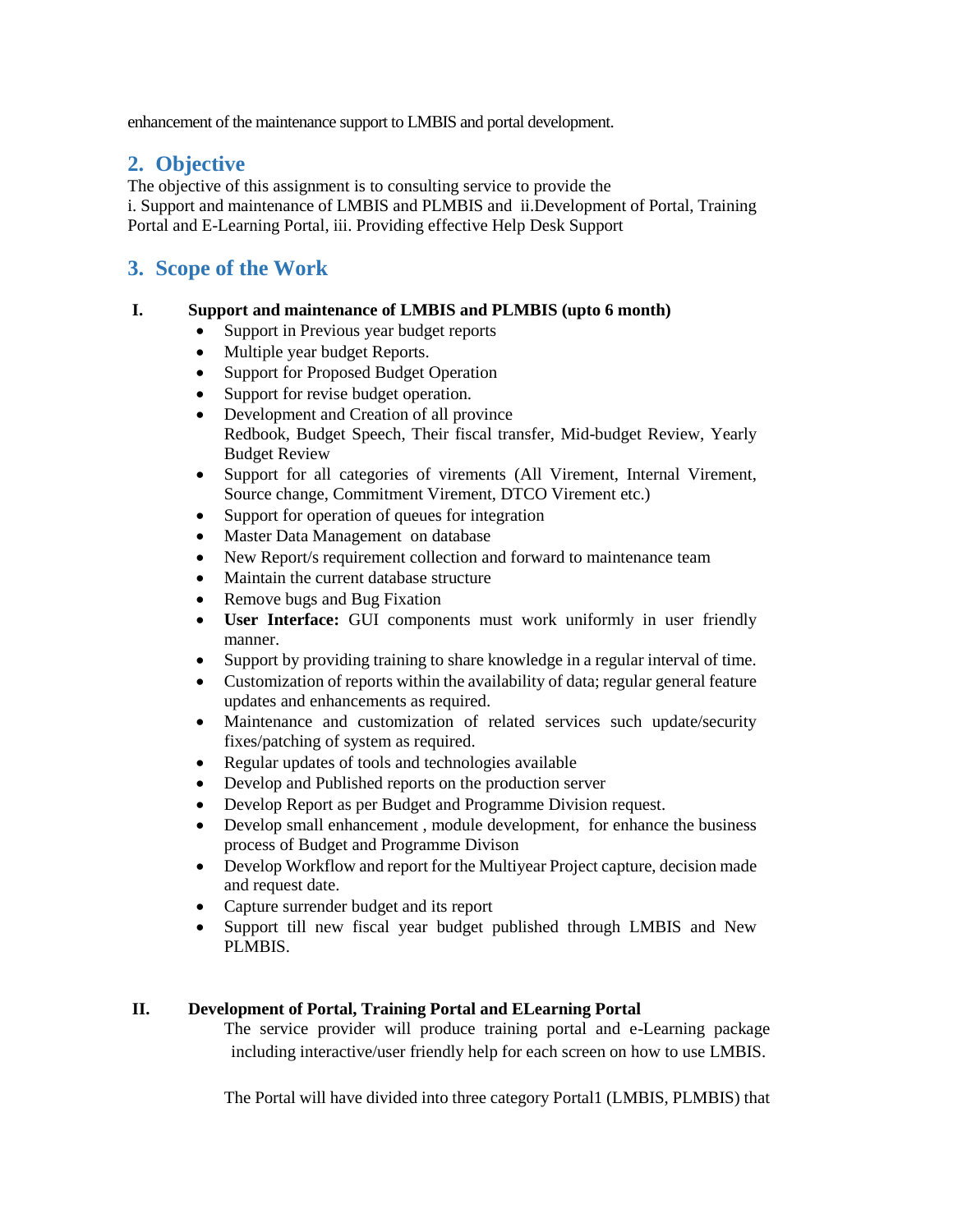enhancement of the maintenance support to LMBIS and portal development.

## 2. Objective

The objective of this assignment is to consulting service to provide the
i. Support and maintenance of LMBIS and PLMBIS and ii.Development of Portal, Training Portal and E-Learning Portal, iii. Providing effective Help Desk Support

## 3. Scope of the Work

### I. Support and maintenance of LMBIS and PLMBIS (upto 6 month)

- Support in Previous year budget reports
- Multiple year budget Reports.
- Support for Proposed Budget Operation
- Support for revise budget operation.
- Development and Creation of all province
  Redbook, Budget Speech, Their fiscal transfer, Mid-budget Review, Yearly Budget Review
- Support for all categories of virements (All Virement, Internal Virement, Source change, Commitment Virement, DTCO Virement etc.)
- Support for operation of queues for integration
- Master Data Management on database
- New Report/s requirement collection and forward to maintenance team
- Maintain the current database structure
- Remove bugs and Bug Fixation
- **User Interface:** GUI components must work uniformly in user friendly manner.
- Support by providing training to share knowledge in a regular interval of time.
- Customization of reports within the availability of data; regular general feature updates and enhancements as required.
- Maintenance and customization of related services such update/security fixes/patching of system as required.
- Regular updates of tools and technologies available
- Develop and Published reports on the production server
- Develop Report as per Budget and Programme Division request.
- Develop small enhancement , module development, for enhance the business process of Budget and Programme Divison
- Develop Workflow and report for the Multiyear Project capture, decision made and request date.
- Capture surrender budget and its report
- Support till new fiscal year budget published through LMBIS and New PLMBIS.

### II. Development of Portal, Training Portal and ELearning Portal

The service provider will produce training portal and e-Learning package including interactive/user friendly help for each screen on how to use LMBIS.

The Portal will have divided into three category Portal1 (LMBIS, PLMBIS) that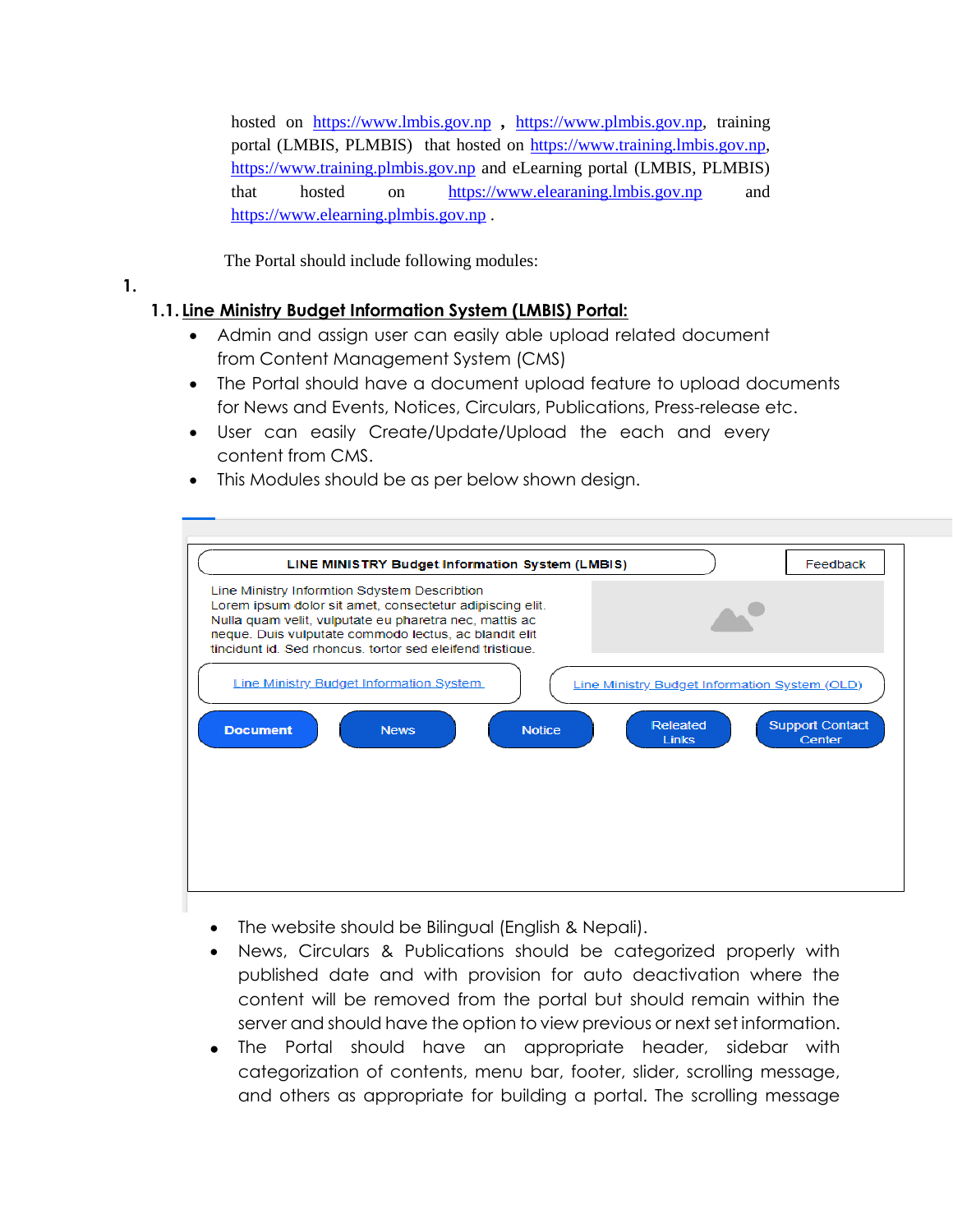hosted on https://www.lmbis.gov.np , https://www.plmbis.gov.np, training portal (LMBIS, PLMBIS) that hosted on https://www.training.lmbis.gov.np, https://www.training.plmbis.gov.np and eLearning portal (LMBIS, PLMBIS) that hosted on https://www.elearaning.lmbis.gov.np and https://www.elearning.plmbis.gov.np .

The Portal should include following modules:

1.

### 1.1. Line Ministry Budget Information System (LMBIS) Portal:

- Admin and assign user can easily able upload related document from Content Management System (CMS)
- The Portal should have a document upload feature to upload documents for News and Events, Notices, Circulars, Publications, Press-release etc.
- User can easily Create/Update/Upload the each and every content from CMS.
- This Modules should be as per below shown design.

LINE MINISTRY Budget Information System (LMBIS) | Feedback

Line Ministry Informtion Sdystem Describtion
Lorem ipsum dolor sit amet, consectetur adipiscing elit. Nulla quam velit, vulputate eu pharetra nec, mattis ac neque. Duis vulputate commodo lectus, ac blandit elit tincidunt id. Sed rhoncus, tortor sed eleifend tristique.

Line Ministry Budget Information System | Line Ministry Budget Information System (OLD)

Document | News | Notice | Releated Links | Support Contact Center

- The website should be Bilingual (English & Nepali).
- News, Circulars & Publications should be categorized properly with published date and with provision for auto deactivation where the content will be removed from the portal but should remain within the server and should have the option to view previous or next set information.
- The Portal should have an appropriate header, sidebar with categorization of contents, menu bar, footer, slider, scrolling message, and others as appropriate for building a portal. The scrolling message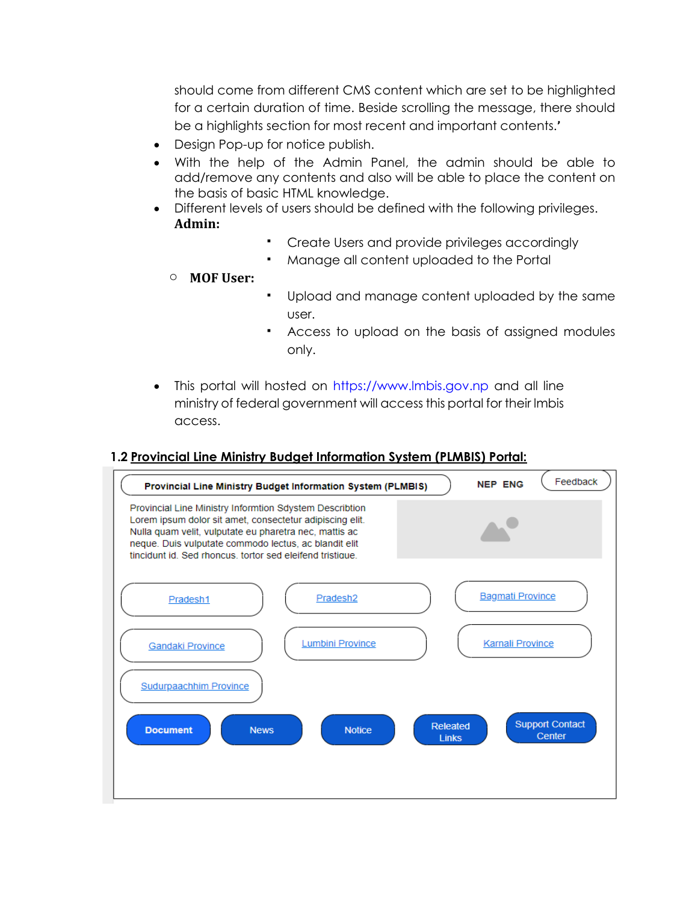should come from different CMS content which are set to be highlighted for a certain duration of time. Beside scrolling the message, there should be a highlights section for most recent and important contents.'

- Design Pop-up for notice publish.
- With the help of the Admin Panel, the admin should be able to add/remove any contents and also will be able to place the content on the basis of basic HTML knowledge.
- Different levels of users should be defined with the following privileges.
  **Admin:**
    - Create Users and provide privileges accordingly
    - Manage all content uploaded to the Portal
  - **MOF User:**
    - Upload and manage content uploaded by the same user.
    - Access to upload on the basis of assigned modules only.

- This portal will hosted on https://www.lmbis.gov.np and all line ministry of federal government will access this portal for their lmbis access.

### 1.2 Provincial Line Ministry Budget Information System (PLMBIS) Portal:

Provincial Line Ministry Budget Information System (PLMBIS) &nbsp;&nbsp; NEP ENG &nbsp;&nbsp; Feedback

Provincial Line Ministry Informtion Sdystem Describtion
Lorem ipsum dolor sit amet, consectetur adipiscing elit.
Nulla quam velit, vulputate eu pharetra nec, mattis ac
neque. Duis vulputate commodo lectus, ac blandit elit
tincidunt id. Sed rhoncus, tortor sed eleifend tristique.

Pradesh1 &nbsp;&nbsp; Pradesh2 &nbsp;&nbsp; Bagmati Province

Gandaki Province &nbsp;&nbsp; Lumbini Province &nbsp;&nbsp; Karnali Province

Sudurpaachhim Province

Document &nbsp;&nbsp; News &nbsp;&nbsp; Notice &nbsp;&nbsp; Releated Links &nbsp;&nbsp; Support Contact Center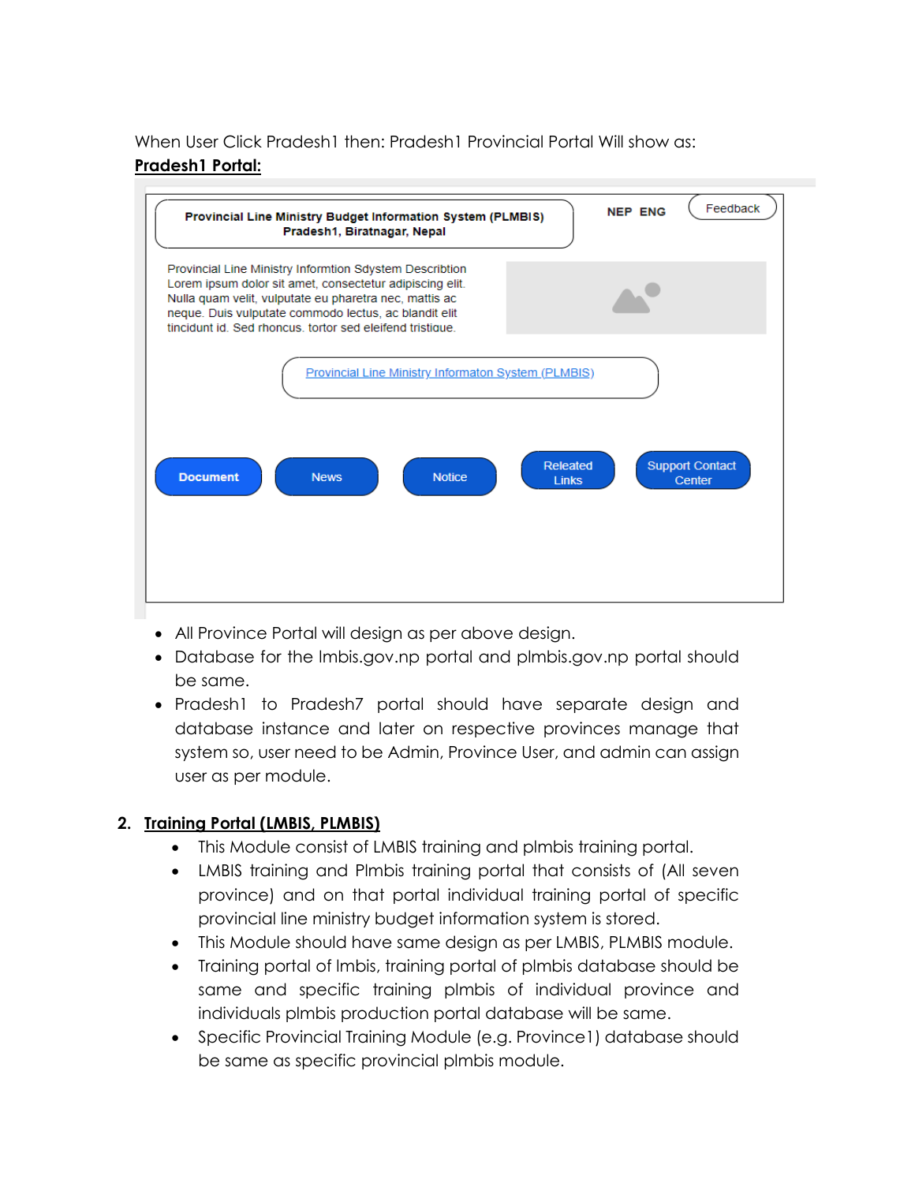When User Click Pradesh1 then: Pradesh1 Provincial Portal Will show as:

**Pradesh1 Portal:**

Provincial Line Ministry Budget Information System (PLMBIS)
Pradesh1, Biratnagar, Nepal

NEP ENG Feedback

Provincial Line Ministry Informtion Sdystem Describtion
Lorem ipsum dolor sit amet, consectetur adipiscing elit. Nulla quam velit, vulputate eu pharetra nec, mattis ac neque. Duis vulputate commodo lectus, ac blandit elit tincidunt id. Sed rhoncus. tortor sed eleifend tristique.

Provincial Line Ministry Informaton System (PLMBIS)

Document | News | Notice | Releated Links | Support Contact Center

- All Province Portal will design as per above design.
- Database for the lmbis.gov.np portal and plmbis.gov.np portal should be same.
- Pradesh1 to Pradesh7 portal should have separate design and database instance and later on respective provinces manage that system so, user need to be Admin, Province User, and admin can assign user as per module.

## 2. Training Portal (LMBIS, PLMBIS)

- This Module consist of LMBIS training and plmbis training portal.
- LMBIS training and Plmbis training portal that consists of (All seven province) and on that portal individual training portal of specific provincial line ministry budget information system is stored.
- This Module should have same design as per LMBIS, PLMBIS module.
- Training portal of lmbis, training portal of plmbis database should be same and specific training plmbis of individual province and individuals plmbis production portal database will be same.
- Specific Provincial Training Module (e.g. Province1) database should be same as specific provincial plmbis module.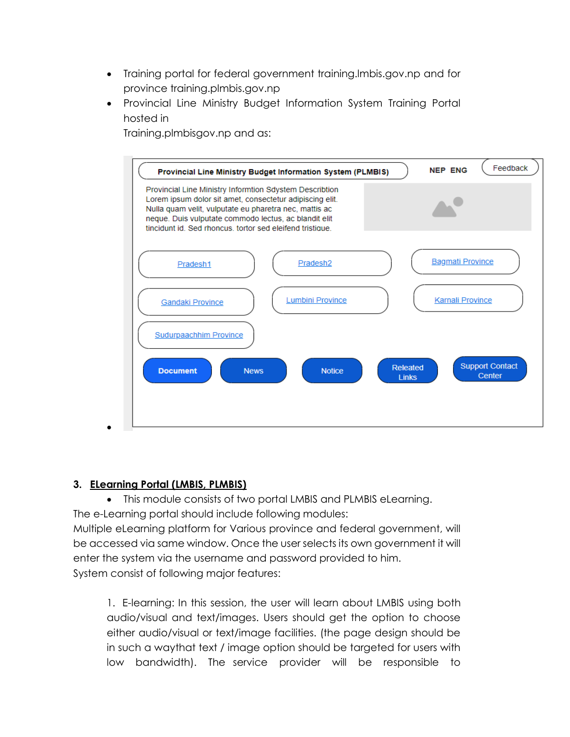- Training portal for federal government training.lmbis.gov.np and for province training.plmbis.gov.np
- Provincial Line Ministry Budget Information System Training Portal hosted in
  Training.plmbisgov.np and as:

Provincial Line Ministry Budget Information System (PLMBIS) NEP ENG Feedback

Provincial Line Ministry Informtion Sdystem Describtion
Lorem ipsum dolor sit amet, consectetur adipiscing elit. Nulla quam velit, vulputate eu pharetra nec, mattis ac neque. Duis vulputate commodo lectus, ac blandit elit tincidunt id. Sed rhoncus. tortor sed eleifend tristique.

Pradesh1 | Pradesh2 | Bagmati Province
Gandaki Province | Lumbini Province | Karnali Province
Sudurpaachhim Province

Document | News | Notice | Releated Links | Support Contact Center

## 3. ELearning Portal (LMBIS, PLMBIS)

- This module consists of two portal LMBIS and PLMBIS eLearning.

The e-Learning portal should include following modules:
Multiple eLearning platform for Various province and federal government, will be accessed via same window. Once the user selects its own government it will enter the system via the username and password provided to him.
System consist of following major features:

1. E-learning: In this session, the user will learn about LMBIS using both audio/visual and text/images. Users should get the option to choose either audio/visual or text/image facilities. (the page design should be in such a waythat text / image option should be targeted for users with low bandwidth). The service provider will be responsible to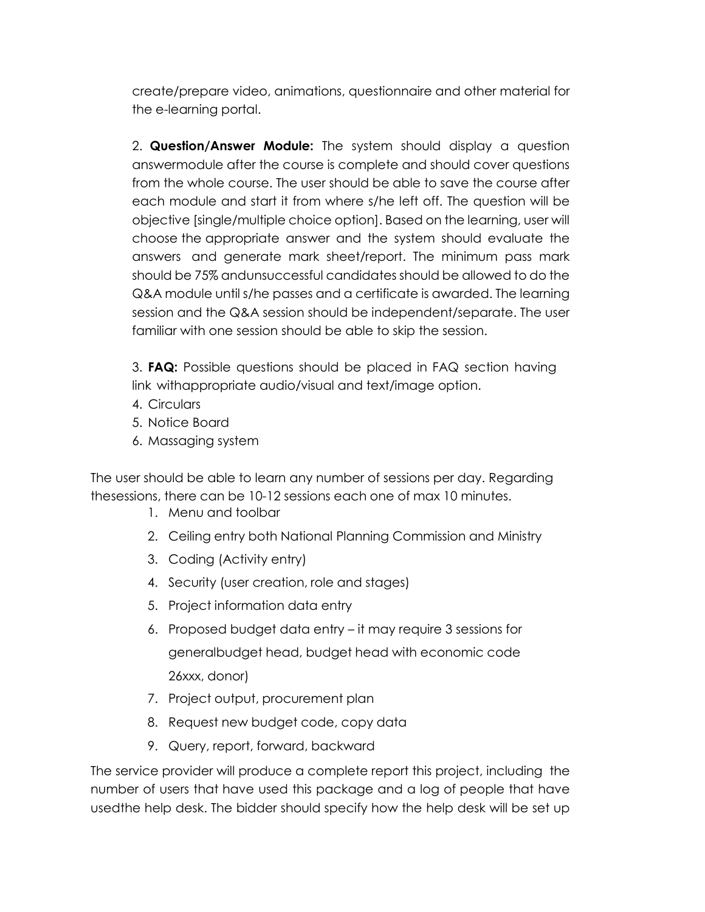create/prepare video, animations, questionnaire and other material for the e-learning portal.

2. **Question/Answer Module:** The system should display a question answermodule after the course is complete and should cover questions from the whole course. The user should be able to save the course after each module and start it from where s/he left off. The question will be objective [single/multiple choice option]. Based on the learning, user will choose the appropriate answer and the system should evaluate the answers and generate mark sheet/report. The minimum pass mark should be 75% andunsuccessful candidates should be allowed to do the Q&A module until s/he passes and a certificate is awarded. The learning session and the Q&A session should be independent/separate. The user familiar with one session should be able to skip the session.

3. **FAQ:** Possible questions should be placed in FAQ section having link withappropriate audio/visual and text/image option.
4. Circulars
5. Notice Board
6. Massaging system

The user should be able to learn any number of sessions per day. Regarding thesessions, there can be 10-12 sessions each one of max 10 minutes.

1. Menu and toolbar
2. Ceiling entry both National Planning Commission and Ministry
3. Coding (Activity entry)
4. Security (user creation, role and stages)
5. Project information data entry
6. Proposed budget data entry – it may require 3 sessions for generalbudget head, budget head with economic code 26xxx, donor)
7. Project output, procurement plan
8. Request new budget code, copy data
9. Query, report, forward, backward

The service provider will produce a complete report this project, including the number of users that have used this package and a log of people that have usedthe help desk. The bidder should specify how the help desk will be set up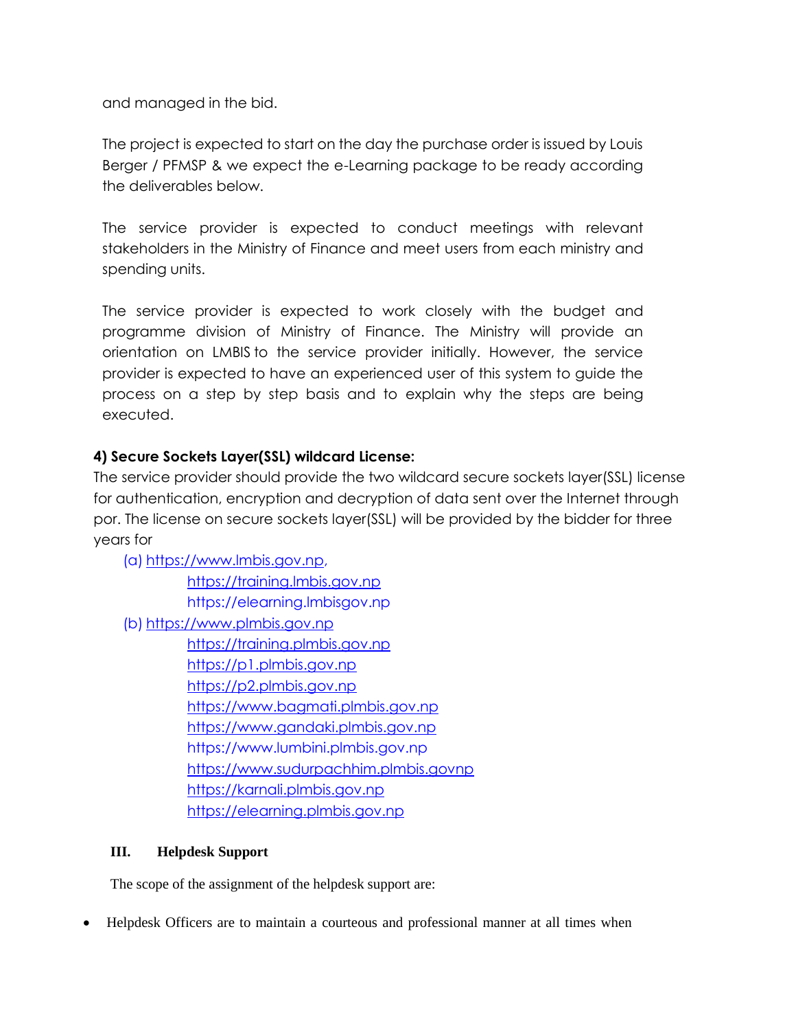and managed in the bid.

The project is expected to start on the day the purchase order is issued by Louis Berger / PFMSP & we expect the e-Learning package to be ready according the deliverables below.

The service provider is expected to conduct meetings with relevant stakeholders in the Ministry of Finance and meet users from each ministry and spending units.

The service provider is expected to work closely with the budget and programme division of Ministry of Finance. The Ministry will provide an orientation on LMBIS to the service provider initially. However, the service provider is expected to have an experienced user of this system to guide the process on a step by step basis and to explain why the steps are being executed.

**4) Secure Sockets Layer(SSL) wildcard License:**

The service provider should provide the two wildcard secure sockets layer(SSL) license for authentication, encryption and decryption of data sent over the Internet through por. The license on secure sockets layer(SSL) will be provided by the bidder for three years for

(a) https://www.lmbis.gov.np,
    https://training.lmbis.gov.np
    https://elearning.lmbisgov.np

(b) https://www.plmbis.gov.np
    https://training.plmbis.gov.np
    https://p1.plmbis.gov.np
    https://p2.plmbis.gov.np
    https://www.bagmati.plmbis.gov.np
    https://www.gandaki.plmbis.gov.np
    https://www.lumbini.plmbis.gov.np
    https://www.sudurpachhim.plmbis.govnp
    https://karnali.plmbis.gov.np
    https://elearning.plmbis.gov.np

## III. Helpdesk Support

The scope of the assignment of the helpdesk support are:

- Helpdesk Officers are to maintain a courteous and professional manner at all times when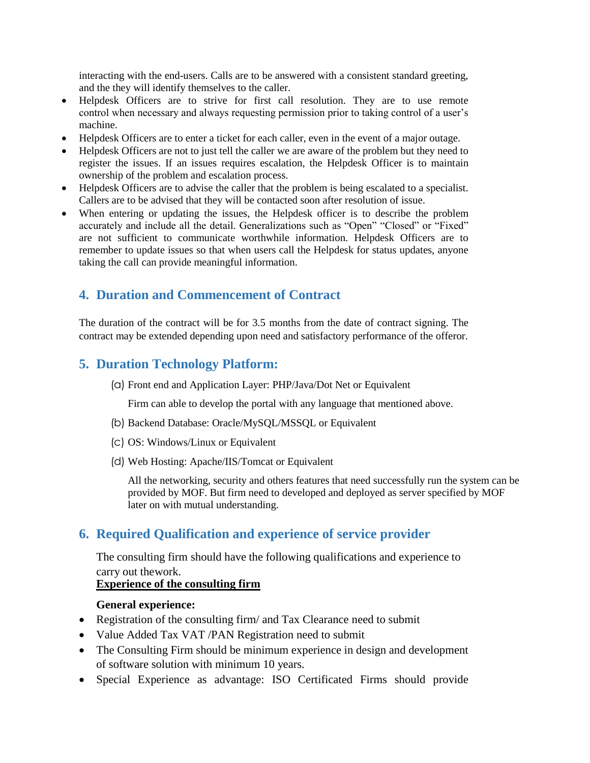interacting with the end-users. Calls are to be answered with a consistent standard greeting, and the they will identify themselves to the caller.

- Helpdesk Officers are to strive for first call resolution. They are to use remote control when necessary and always requesting permission prior to taking control of a user's machine.
- Helpdesk Officers are to enter a ticket for each caller, even in the event of a major outage.
- Helpdesk Officers are not to just tell the caller we are aware of the problem but they need to register the issues. If an issues requires escalation, the Helpdesk Officer is to maintain ownership of the problem and escalation process.
- Helpdesk Officers are to advise the caller that the problem is being escalated to a specialist. Callers are to be advised that they will be contacted soon after resolution of issue.
- When entering or updating the issues, the Helpdesk officer is to describe the problem accurately and include all the detail. Generalizations such as "Open" "Closed" or "Fixed" are not sufficient to communicate worthwhile information. Helpdesk Officers are to remember to update issues so that when users call the Helpdesk for status updates, anyone taking the call can provide meaningful information.

## 4. Duration and Commencement of Contract

The duration of the contract will be for 3.5 months from the date of contract signing. The contract may be extended depending upon need and satisfactory performance of the offeror.

## 5. Duration Technology Platform:

(a) Front end and Application Layer: PHP/Java/Dot Net or Equivalent

Firm can able to develop the portal with any language that mentioned above.

(b) Backend Database: Oracle/MySQL/MSSQL or Equivalent

(c) OS: Windows/Linux or Equivalent

(d) Web Hosting: Apache/IIS/Tomcat or Equivalent

All the networking, security and others features that need successfully run the system can be provided by MOF. But firm need to developed and deployed as server specified by MOF later on with mutual understanding.

## 6. Required Qualification and experience of service provider

The consulting firm should have the following qualifications and experience to carry out thework.

**Experience of the consulting firm**

**General experience:**

- Registration of the consulting firm/ and Tax Clearance need to submit
- Value Added Tax VAT /PAN Registration need to submit
- The Consulting Firm should be minimum experience in design and development of software solution with minimum 10 years.
- Special Experience as advantage: ISO Certificated Firms should provide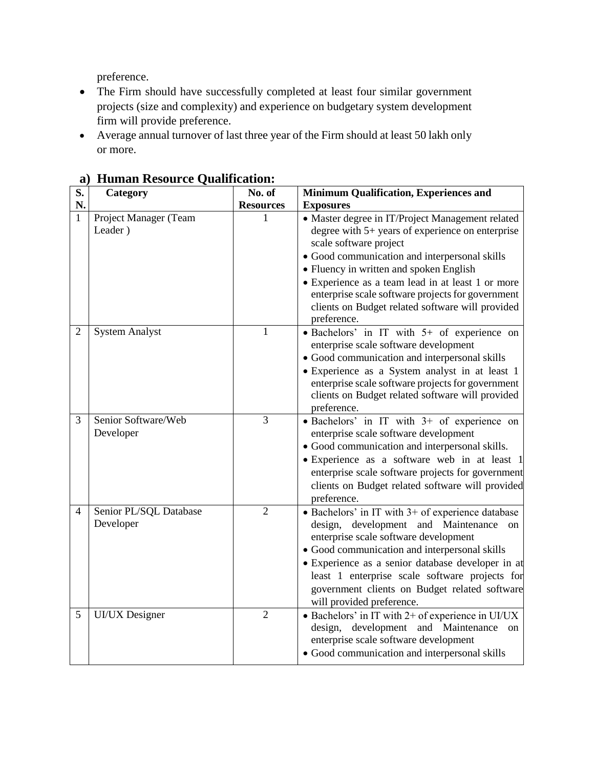preference.

- The Firm should have successfully completed at least four similar government projects (size and complexity) and experience on budgetary system development firm will provide preference.
- Average annual turnover of last three year of the Firm should at least 50 lakh only or more.

## a) Human Resource Qualification:

| S. N. | Category | No. of Resources | Minimum Qualification, Experiences and Exposures |
|---|---|---|---|
| 1 | Project Manager (Team Leader ) | 1 | • Master degree in IT/Project Management related degree with 5+ years of experience on enterprise scale software project<br>• Good communication and interpersonal skills<br>• Fluency in written and spoken English<br>• Experience as a team lead in at least 1 or more enterprise scale software projects for government clients on Budget related software will provided preference. |
| 2 | System Analyst | 1 | • Bachelors' in IT with 5+ of experience on enterprise scale software development<br>• Good communication and interpersonal skills<br>• Experience as a System analyst in at least 1 enterprise scale software projects for government clients on Budget related software will provided preference. |
| 3 | Senior Software/Web Developer | 3 | • Bachelors' in IT with 3+ of experience on enterprise scale software development<br>• Good communication and interpersonal skills.<br>• Experience as a software web in at least 1 enterprise scale software projects for government clients on Budget related software will provided preference. |
| 4 | Senior PL/SQL Database Developer | 2 | • Bachelors' in IT with 3+ of experience database design, development and Maintenance on enterprise scale software development<br>• Good communication and interpersonal skills<br>• Experience as a senior database developer in at least 1 enterprise scale software projects for government clients on Budget related software will provided preference. |
| 5 | UI/UX Designer | 2 | • Bachelors' in IT with 2+ of experience in UI/UX design, development and Maintenance on enterprise scale software development<br>• Good communication and interpersonal skills |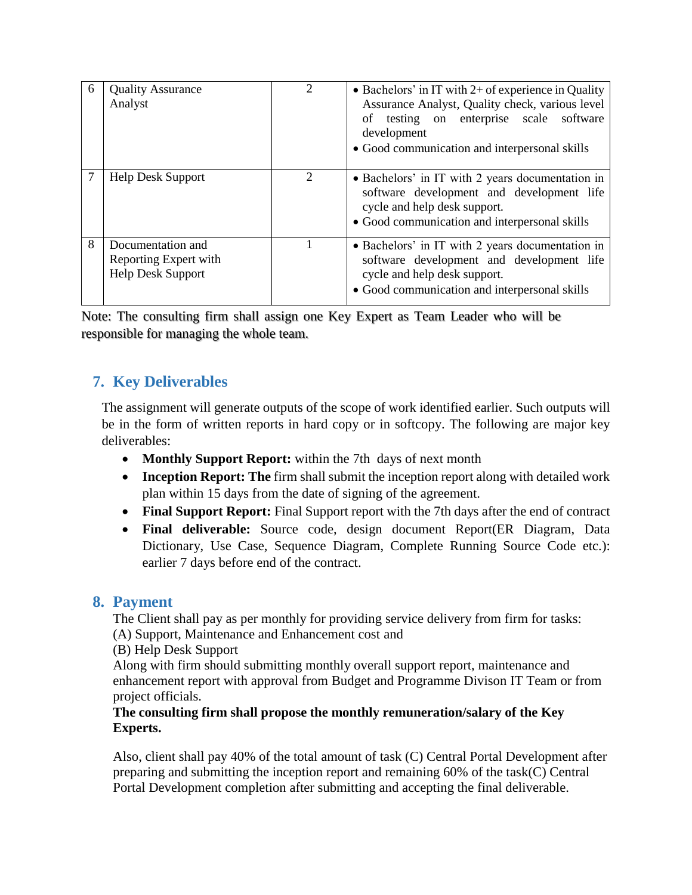| 6 | Quality Assurance Analyst | 2 | • Bachelors' in IT with 2+ of experience in Quality Assurance Analyst, Quality check, various level of testing on enterprise scale software development<br>• Good communication and interpersonal skills |
|---|---|---|---|
| 7 | Help Desk Support | 2 | • Bachelors' in IT with 2 years documentation in software development and development life cycle and help desk support.<br>• Good communication and interpersonal skills |
| 8 | Documentation and Reporting Expert with Help Desk Support | 1 | • Bachelors' in IT with 2 years documentation in software development and development life cycle and help desk support.<br>• Good communication and interpersonal skills |

Note: The consulting firm shall assign one Key Expert as Team Leader who will be responsible for managing the whole team.

## 7. Key Deliverables

The assignment will generate outputs of the scope of work identified earlier. Such outputs will be in the form of written reports in hard copy or in softcopy. The following are major key deliverables:

- **Monthly Support Report:** within the 7th days of next month
- **Inception Report: The** firm shall submit the inception report along with detailed work plan within 15 days from the date of signing of the agreement.
- **Final Support Report:** Final Support report with the 7th days after the end of contract
- **Final deliverable:** Source code, design document Report(ER Diagram, Data Dictionary, Use Case, Sequence Diagram, Complete Running Source Code etc.): earlier 7 days before end of the contract.

## 8. Payment

The Client shall pay as per monthly for providing service delivery from firm for tasks:
(A) Support, Maintenance and Enhancement cost and
(B) Help Desk Support
Along with firm should submitting monthly overall support report, maintenance and enhancement report with approval from Budget and Programme Divison IT Team or from project officials.
**The consulting firm shall propose the monthly remuneration/salary of the Key Experts.**

Also, client shall pay 40% of the total amount of task (C) Central Portal Development after preparing and submitting the inception report and remaining 60% of the task(C) Central Portal Development completion after submitting and accepting the final deliverable.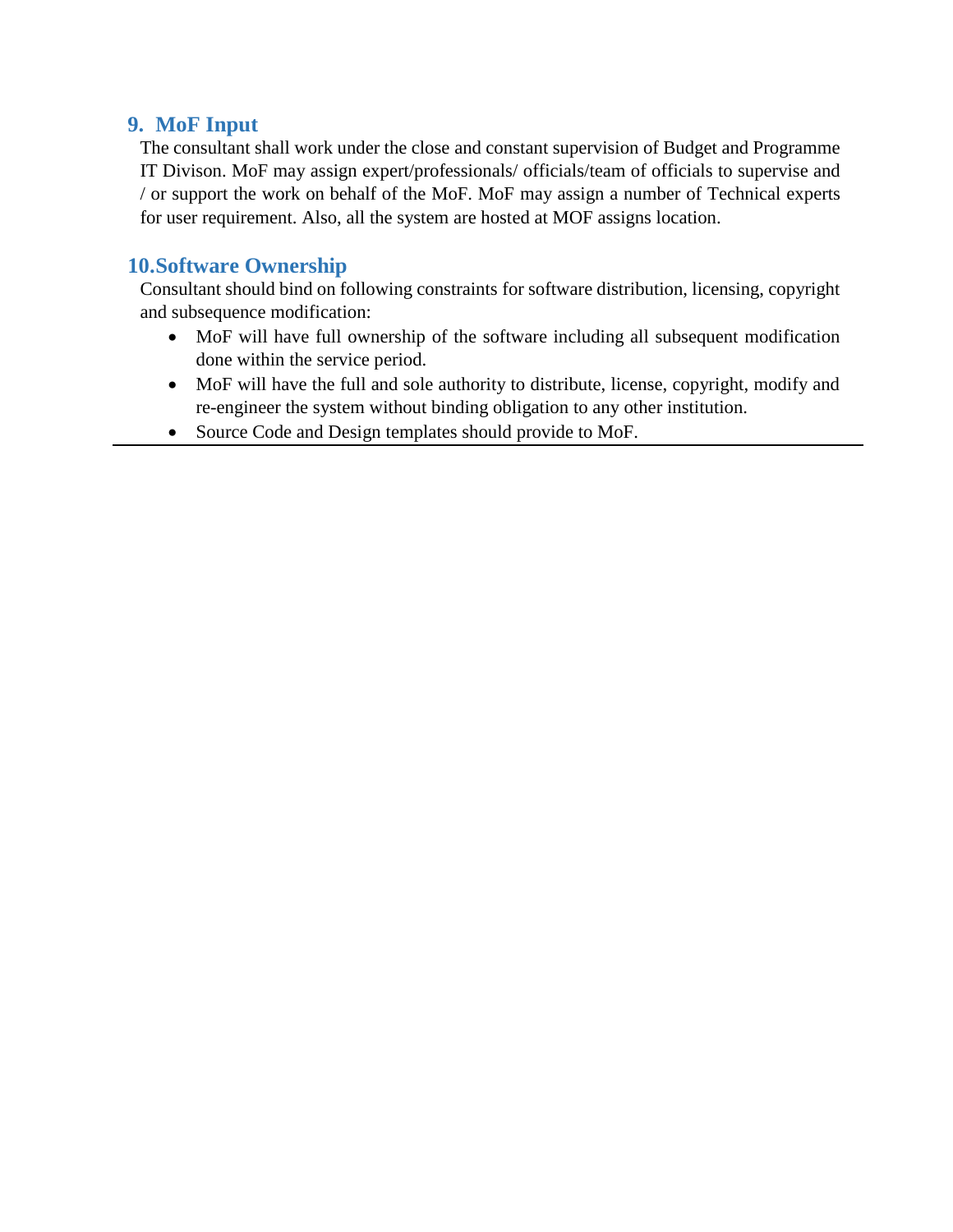## 9. MoF Input

The consultant shall work under the close and constant supervision of Budget and Programme IT Divison. MoF may assign expert/professionals/ officials/team of officials to supervise and / or support the work on behalf of the MoF. MoF may assign a number of Technical experts for user requirement. Also, all the system are hosted at MOF assigns location.

## 10. Software Ownership

Consultant should bind on following constraints for software distribution, licensing, copyright and subsequence modification:

- MoF will have full ownership of the software including all subsequent modification done within the service period.
- MoF will have the full and sole authority to distribute, license, copyright, modify and re-engineer the system without binding obligation to any other institution.
- Source Code and Design templates should provide to MoF.